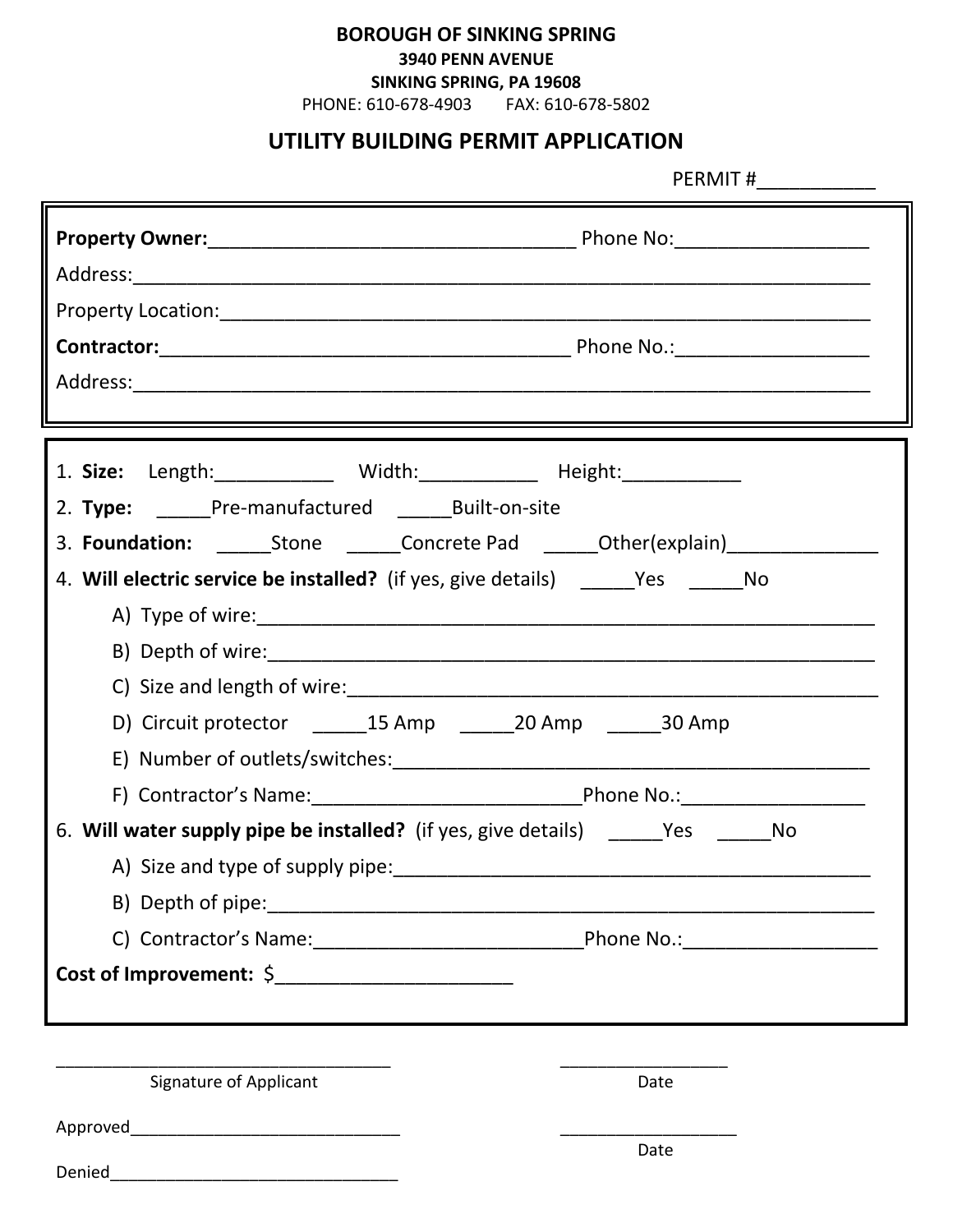**BOROUGH OF SINKING SPRING**
**3940 PENN AVENUE**
**SINKING SPRING, PA 19608**
PHONE: 610-678-4903 FAX: 610-678-5802

# UTILITY BUILDING PERMIT APPLICATION

PERMIT #___________

**Property Owner:**__________________________________ Phone No:_________________

Address:______________________________________________________________________

Property Location:_______________________________________________________________

**Contractor:**______________________________________ Phone No.:_________________

Address:______________________________________________________________________

1. **Size:** Length:___________ Width:___________ Height:___________
2. **Type:** _____Pre-manufactured _____Built-on-site
3. **Foundation:** _____Stone _____Concrete Pad _____Other(explain)______________
4. **Will electric service be installed?** (if yes, give details) _____Yes _____No
   - A) Type of wire:_____________________________________________________
   - B) Depth of wire:____________________________________________________
   - C) Size and length of wire:_____________________________________________
   - D) Circuit protector _____15 Amp _____20 Amp _____30 Amp
   - E) Number of outlets/switches:__________________________________________
   - F) Contractor's Name:_________________________Phone No.:_________________
6. **Will water supply pipe be installed?** (if yes, give details) _____Yes _____No
   - A) Size and type of supply pipe:_________________________________________
   - B) Depth of pipe:____________________________________________________
   - C) Contractor's Name:_________________________Phone No.:_________________

**Cost of Improvement:** $______________________

___________________________________ _________________
Signature of Applicant Date

Approved_____________________________ __________________
Date

Denied_______________________________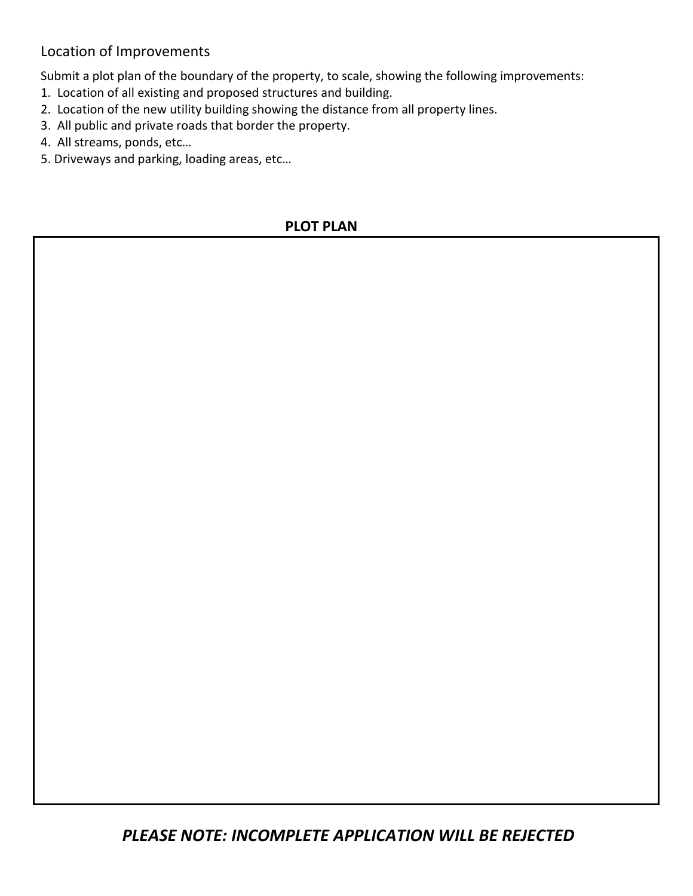## Location of Improvements

Submit a plot plan of the boundary of the property, to scale, showing the following improvements:

1. Location of all existing and proposed structures and building.
2. Location of the new utility building showing the distance from all property lines.
3. All public and private roads that border the property.
4. All streams, ponds, etc…
5. Driveways and parking, loading areas, etc…

**PLOT PLAN**

***PLEASE NOTE: INCOMPLETE APPLICATION WILL BE REJECTED***